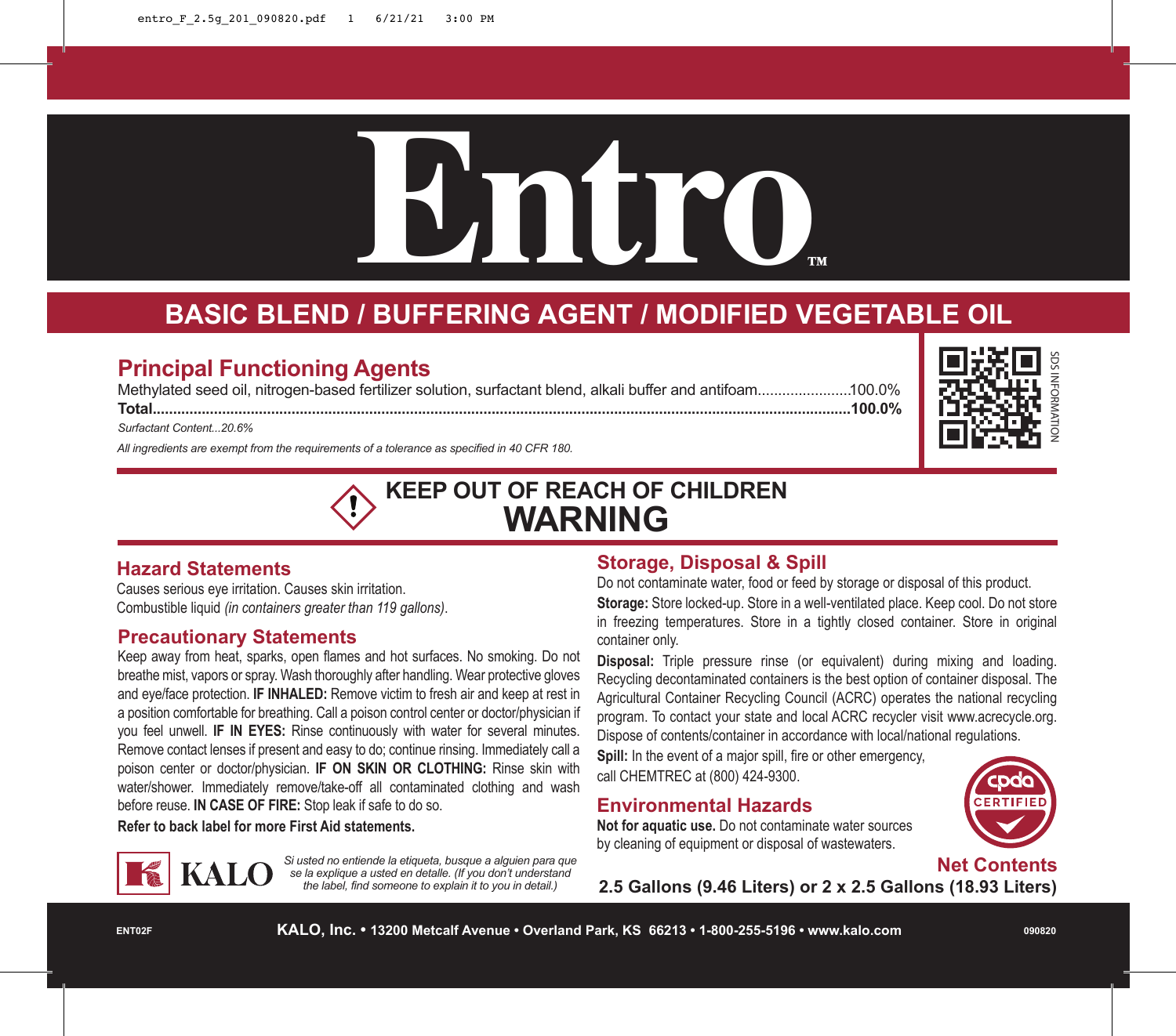# Entro™

## BASIC BLEND / BUFFERING AGENT / MODIFIED VEGETABLE OIL

## Principal Functioning Agents

Methylated seed oil, nitrogen-based fertilizer solution, surfactant blend, alkali buffer and antifoam.......................100.0%
**Total.......................................................................................................................................................100.0%**

*Surfactant Content...20.6%*

*All ingredients are exempt from the requirements of a tolerance as specified in 40 CFR 180.*

SDS INFORMATION

## KEEP OUT OF REACH OF CHILDREN
## WARNING

### Hazard Statements

Causes serious eye irritation. Causes skin irritation.
Combustible liquid *(in containers greater than 119 gallons)*.

### Precautionary Statements

Keep away from heat, sparks, open flames and hot surfaces. No smoking. Do not breathe mist, vapors or spray. Wash thoroughly after handling. Wear protective gloves and eye/face protection. **IF INHALED:** Remove victim to fresh air and keep at rest in a position comfortable for breathing. Call a poison control center or doctor/physician if you feel unwell. **IF IN EYES:** Rinse continuously with water for several minutes. Remove contact lenses if present and easy to do; continue rinsing. Immediately call a poison center or doctor/physician. **IF ON SKIN OR CLOTHING:** Rinse skin with water/shower. Immediately remove/take-off all contaminated clothing and wash before reuse. **IN CASE OF FIRE:** Stop leak if safe to do so.

**Refer to back label for more First Aid statements.**

KALO

*Si usted no entiende la etiqueta, busque a alguien para que se la explique a usted en detalle. (If you don't understand the label, find someone to explain it to you in detail.)*

### Storage, Disposal & Spill

Do not contaminate water, food or feed by storage or disposal of this product.

**Storage:** Store locked-up. Store in a well-ventilated place. Keep cool. Do not store in freezing temperatures. Store in a tightly closed container. Store in original container only.

**Disposal:** Triple pressure rinse (or equivalent) during mixing and loading. Recycling decontaminated containers is the best option of container disposal. The Agricultural Container Recycling Council (ACRC) operates the national recycling program. To contact your state and local ACRC recycler visit www.acrecycle.org. Dispose of contents/container in accordance with local/national regulations.

**Spill:** In the event of a major spill, fire or other emergency, call CHEMTREC at (800) 424-9300.

### Environmental Hazards

**Not for aquatic use.** Do not contaminate water sources by cleaning of equipment or disposal of wastewaters.

cpda CERTIFIED

**Net Contents**
**2.5 Gallons (9.46 Liters) or 2 x 2.5 Gallons (18.93 Liters)**

ENT02F **KALO, Inc. • 13200 Metcalf Avenue • Overland Park, KS 66213 • 1-800-255-5196 • www.kalo.com** 090820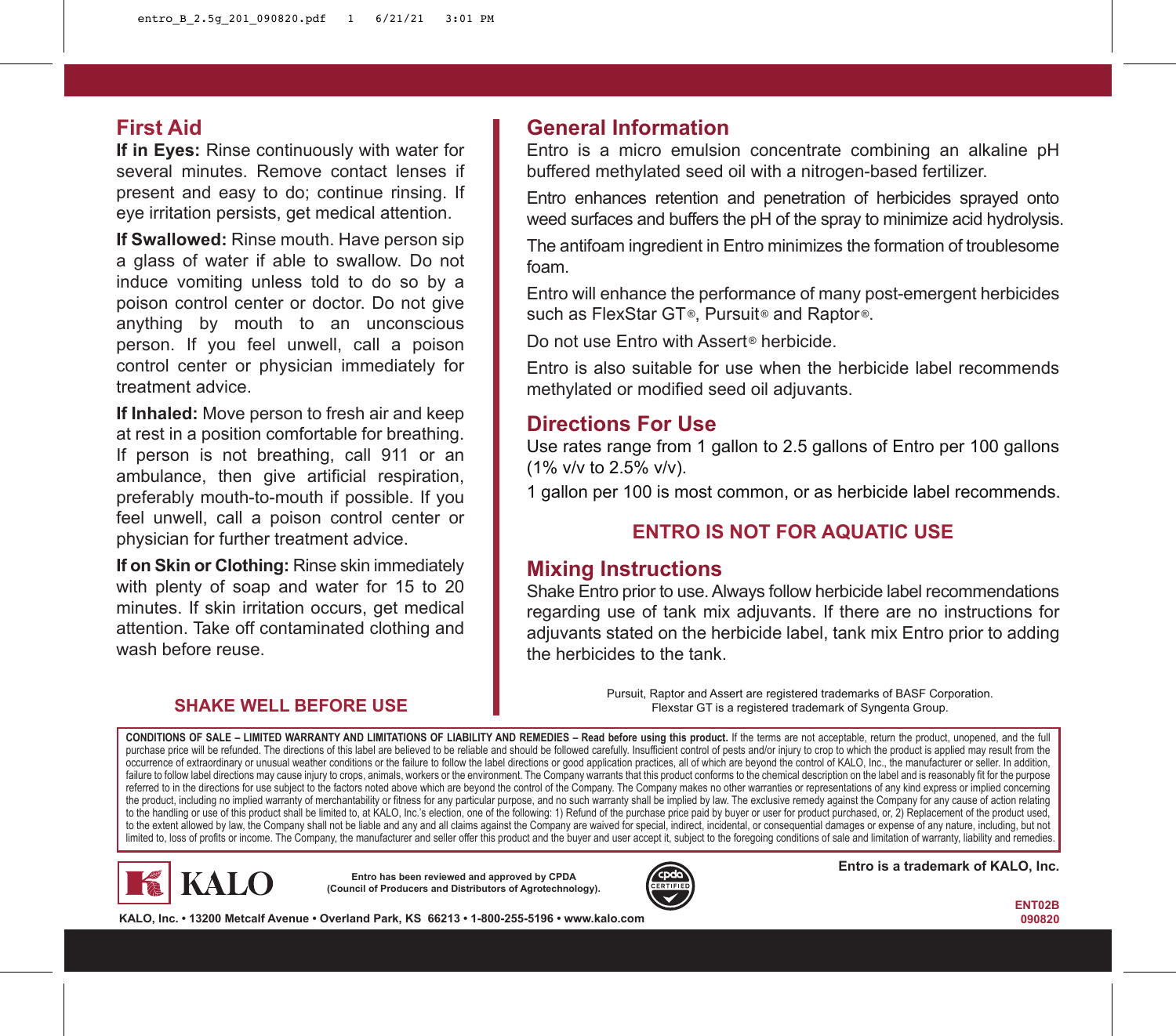## First Aid

**If in Eyes:** Rinse continuously with water for several minutes. Remove contact lenses if present and easy to do; continue rinsing. If eye irritation persists, get medical attention.

**If Swallowed:** Rinse mouth. Have person sip a glass of water if able to swallow. Do not induce vomiting unless told to do so by a poison control center or doctor. Do not give anything by mouth to an unconscious person. If you feel unwell, call a poison control center or physician immediately for treatment advice.

**If Inhaled:** Move person to fresh air and keep at rest in a position comfortable for breathing. If person is not breathing, call 911 or an ambulance, then give artificial respiration, preferably mouth-to-mouth if possible. If you feel unwell, call a poison control center or physician for further treatment advice.

**If on Skin or Clothing:** Rinse skin immediately with plenty of soap and water for 15 to 20 minutes. If skin irritation occurs, get medical attention. Take off contaminated clothing and wash before reuse.

**SHAKE WELL BEFORE USE**

## General Information

Entro is a micro emulsion concentrate combining an alkaline pH buffered methylated seed oil with a nitrogen-based fertilizer.

Entro enhances retention and penetration of herbicides sprayed onto weed surfaces and buffers the pH of the spray to minimize acid hydrolysis.

The antifoam ingredient in Entro minimizes the formation of troublesome foam.

Entro will enhance the performance of many post-emergent herbicides such as FlexStar GT®, Pursuit® and Raptor®.

Do not use Entro with Assert® herbicide.

Entro is also suitable for use when the herbicide label recommends methylated or modified seed oil adjuvants.

## Directions For Use

Use rates range from 1 gallon to 2.5 gallons of Entro per 100 gallons (1% v/v to 2.5% v/v).

1 gallon per 100 is most common, or as herbicide label recommends.

**ENTRO IS NOT FOR AQUATIC USE**

## Mixing Instructions

Shake Entro prior to use. Always follow herbicide label recommendations regarding use of tank mix adjuvants. If there are no instructions for adjuvants stated on the herbicide label, tank mix Entro prior to adding the herbicides to the tank.

Pursuit, Raptor and Assert are registered trademarks of BASF Corporation.
Flexstar GT is a registered trademark of Syngenta Group.

**CONDITIONS OF SALE – LIMITED WARRANTY AND LIMITATIONS OF LIABILITY AND REMEDIES – Read before using this product.** If the terms are not acceptable, return the product, unopened, and the full purchase price will be refunded. The directions of this label are believed to be reliable and should be followed carefully. Insufficient control of pests and/or injury to crop to which the product is applied may result from the occurrence of extraordinary or unusual weather conditions or the failure to follow the label directions or good application practices, all of which are beyond the control of KALO, Inc., the manufacturer or seller. In addition, failure to follow label directions may cause injury to crops, animals, workers or the environment. The Company warrants that this product conforms to the chemical description on the label and is reasonably fit for the purpose referred to in the directions for use subject to the factors noted above which are beyond the control of the Company. The Company makes no other warranties or representations of any kind express or implied concerning the product, including no implied warranty of merchantability or fitness for any particular purpose, and no such warranty shall be implied by law. The exclusive remedy against the Company for any cause of action relating to the handling or use of this product shall be limited to, at KALO, Inc.'s election, one of the following: 1) Refund of the purchase price paid by buyer or user for product purchased, or, 2) Replacement of the product used, to the extent allowed by law, the Company shall not be liable and any and all claims against the Company are waived for special, indirect, incidental, or consequential damages or expense of any nature, including, but not limited to, loss of profits or income. The Company, the manufacturer and seller offer this product and the buyer and user accept it, subject to the foregoing conditions of sale and limitation of warranty, liability and remedies.

KALO

**Entro has been reviewed and approved by CPDA (Council of Producers and Distributors of Agrotechnology).**

**Entro is a trademark of KALO, Inc.**

**KALO, Inc. • 13200 Metcalf Avenue • Overland Park, KS 66213 • 1-800-255-5196 • www.kalo.com**

**ENT02B**
**090820**